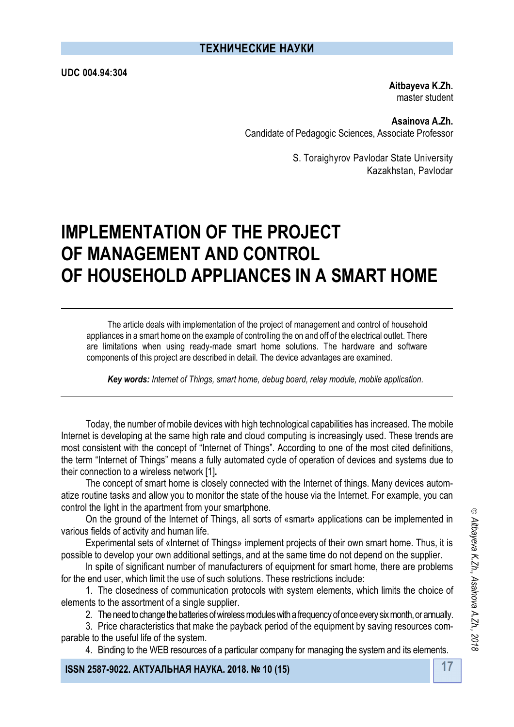**UDC 004.94:304**

**Aitbayeva K.Zh.**
master student

**Asainova A.Zh.**
Candidate of Pedagogic Sciences, Associate Professor

S. Toraighyrov Pavlodar State University
Kazakhstan, Pavlodar

# IMPLEMENTATION OF THE PROJECT OF MANAGEMENT AND CONTROL OF HOUSEHOLD APPLIANCES IN A SMART HOME

The article deals with implementation of the project of management and control of household appliances in a smart home on the example of controlling the on and off of the electrical outlet. There are limitations when using ready-made smart home solutions. The hardware and software components of this project are described in detail. The device advantages are examined.

***Key words:*** *Internet of Things, smart home, debug board, relay module, mobile application.*

---

Today, the number of mobile devices with high technological capabilities has increased. The mobile Internet is developing at the same high rate and cloud computing is increasingly used. These trends are most consistent with the concept of "Internet of Things". According to one of the most cited definitions, the term "Internet of Things" means a fully automated cycle of operation of devices and systems due to their connection to a wireless network [1].

The concept of smart home is closely connected with the Internet of things. Many devices automatize routine tasks and allow you to monitor the state of the house via the Internet. For example, you can control the light in the apartment from your smartphone.

On the ground of the Internet of Things, all sorts of «smart» applications can be implemented in various fields of activity and human life.

Experimental sets of «Internet of Things» implement projects of their own smart home. Thus, it is possible to develop your own additional settings, and at the same time do not depend on the supplier.

In spite of significant number of manufacturers of equipment for smart home, there are problems for the end user, which limit the use of such solutions. These restrictions include:

1. The closedness of communication protocols with system elements, which limits the choice of elements to the assortment of a single supplier.
2. The need to change the batteries of wireless modules with a frequency of once every six month, or annually.
3. Price characteristics that make the payback period of the equipment by saving resources comparable to the useful life of the system.
4. Binding to the WEB resources of a particular company for managing the system and its elements.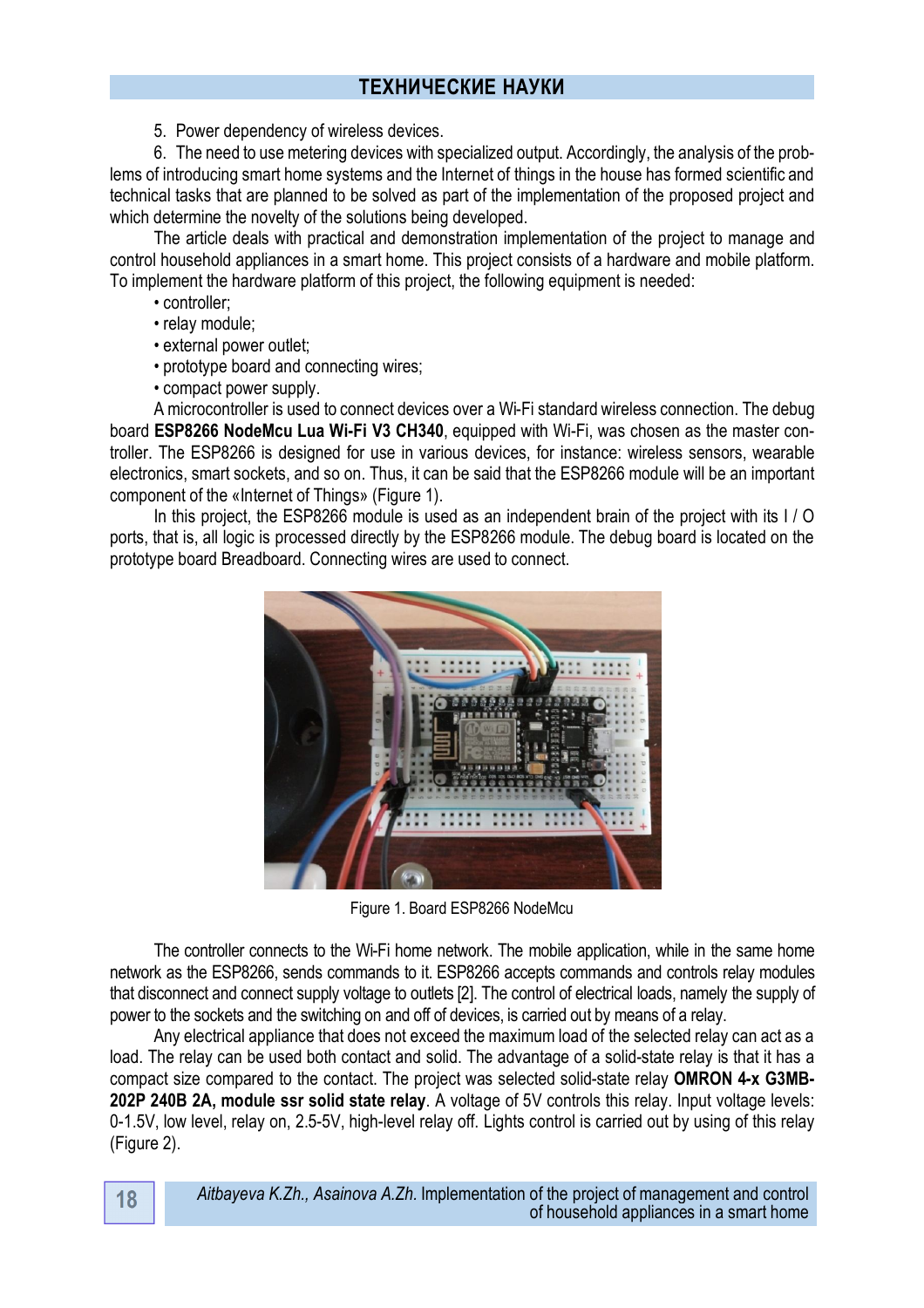5. Power dependency of wireless devices.

6. The need to use metering devices with specialized output. Accordingly, the analysis of the problems of introducing smart home systems and the Internet of things in the house has formed scientific and technical tasks that are planned to be solved as part of the implementation of the proposed project and which determine the novelty of the solutions being developed.

The article deals with practical and demonstration implementation of the project to manage and control household appliances in a smart home. This project consists of a hardware and mobile platform. To implement the hardware platform of this project, the following equipment is needed:

- controller;
- relay module;
- external power outlet;
- prototype board and connecting wires;
- compact power supply.

A microcontroller is used to connect devices over a Wi-Fi standard wireless connection. The debug board **ESP8266 NodeMcu Lua Wi-Fi V3 CH340**, equipped with Wi-Fi, was chosen as the master controller. The ESP8266 is designed for use in various devices, for instance: wireless sensors, wearable electronics, smart sockets, and so on. Thus, it can be said that the ESP8266 module will be an important component of the «Internet of Things» (Figure 1).

In this project, the ESP8266 module is used as an independent brain of the project with its I / O ports, that is, all logic is processed directly by the ESP8266 module. The debug board is located on the prototype board Breadboard. Connecting wires are used to connect.

Figure 1. Board ESP8266 NodeMcu

The controller connects to the Wi-Fi home network. The mobile application, while in the same home network as the ESP8266, sends commands to it. ESP8266 accepts commands and controls relay modules that disconnect and connect supply voltage to outlets [2]. The control of electrical loads, namely the supply of power to the sockets and the switching on and off of devices, is carried out by means of a relay.

Any electrical appliance that does not exceed the maximum load of the selected relay can act as a load. The relay can be used both contact and solid. The advantage of a solid-state relay is that it has a compact size compared to the contact. The project was selected solid-state relay **OMRON 4-x G3MB-202P 240B 2A, module ssr solid state relay**. A voltage of 5V controls this relay. Input voltage levels: 0-1.5V, low level, relay on, 2.5-5V, high-level relay off. Lights control is carried out by using of this relay (Figure 2).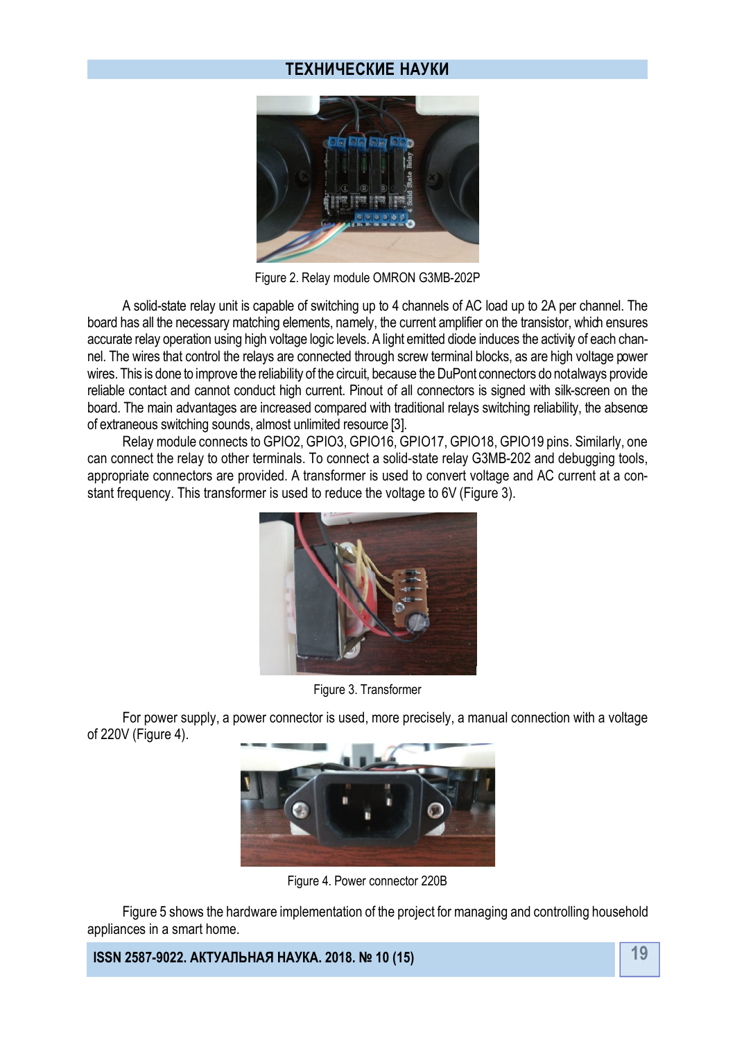Figure 2. Relay module OMRON G3MB-202P

A solid-state relay unit is capable of switching up to 4 channels of AC load up to 2A per channel. The board has all the necessary matching elements, namely, the current amplifier on the transistor, which ensures accurate relay operation using high voltage logic levels. A light emitted diode induces the activity of each channel. The wires that control the relays are connected through screw terminal blocks, as are high voltage power wires. This is done to improve the reliability of the circuit, because the DuPont connectors do not always provide reliable contact and cannot conduct high current. Pinout of all connectors is signed with silk-screen on the board. The main advantages are increased compared with traditional relays switching reliability, the absence of extraneous switching sounds, almost unlimited resource [3].

Relay module connects to GPIO2, GPIO3, GPIO16, GPIO17, GPIO18, GPIO19 pins. Similarly, one can connect the relay to other terminals. To connect a solid-state relay G3MB-202 and debugging tools, appropriate connectors are provided. A transformer is used to convert voltage and AC current at a constant frequency. This transformer is used to reduce the voltage to 6V (Figure 3).

Figure 3. Transformer

For power supply, a power connector is used, more precisely, a manual connection with a voltage of 220V (Figure 4).

Figure 4. Power connector 220B

Figure 5 shows the hardware implementation of the project for managing and controlling household appliances in a smart home.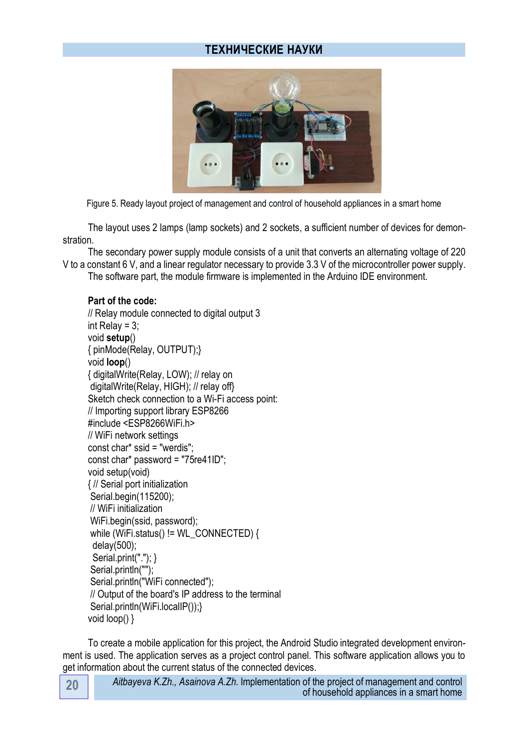Figure 5. Ready layout project of management and control of household appliances in a smart home

The layout uses 2 lamps (lamp sockets) and 2 sockets, a sufficient number of devices for demonstration.

The secondary power supply module consists of a unit that converts an alternating voltage of 220 V to a constant 6 V, and a linear regulator necessary to provide 3.3 V of the microcontroller power supply.

The software part, the module firmware is implemented in the Arduino IDE environment.

**Part of the code:**

```
// Relay module connected to digital output 3
int Relay = 3;
void setup()
{ pinMode(Relay, OUTPUT);}
void loop()
{ digitalWrite(Relay, LOW); // relay on
 digitalWrite(Relay, HIGH); // relay off}
```

Sketch check connection to a Wi-Fi access point:

```
// Importing support library ESP8266
#include <ESP8266WiFi.h>
// WiFi network settings
const char* ssid = "werdis";
const char* password = "75re41ID";
void setup(void)
{ // Serial port initialization
 Serial.begin(115200);
 // WiFi initialization
 WiFi.begin(ssid, password);
 while (WiFi.status() != WL_CONNECTED) {
  delay(500);
  Serial.print("."); }
 Serial.println("");
 Serial.println("WiFi connected");
 // Output of the board's IP address to the terminal
 Serial.println(WiFi.localIP());}
void loop() }
```

To create a mobile application for this project, the Android Studio integrated development environment is used. The application serves as a project control panel. This software application allows you to get information about the current status of the connected devices.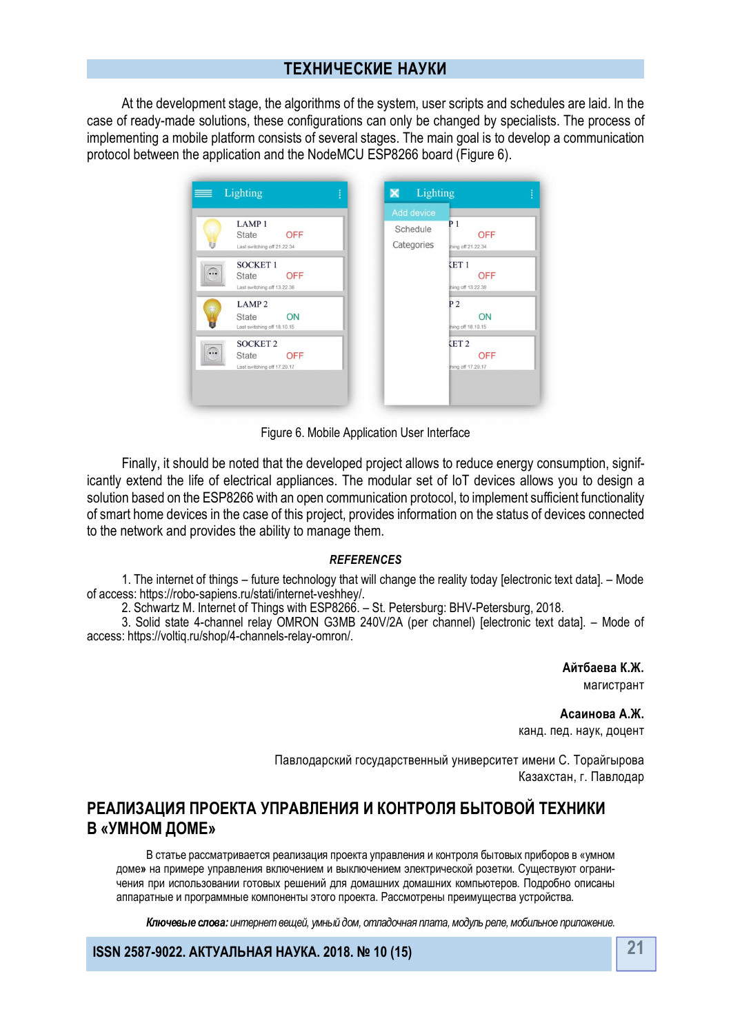At the development stage, the algorithms of the system, user scripts and schedules are laid. In the case of ready-made solutions, these configurations can only be changed by specialists. The process of implementing a mobile platform consists of several stages. The main goal is to develop a communication protocol between the application and the NodeMCU ESP8266 board (Figure 6).

Figure 6. Mobile Application User Interface

Finally, it should be noted that the developed project allows to reduce energy consumption, significantly extend the life of electrical appliances. The modular set of IoT devices allows you to design a solution based on the ESP8266 with an open communication protocol, to implement sufficient functionality of smart home devices in the case of this project, provides information on the status of devices connected to the network and provides the ability to manage them.

### *REFERENCES*

1. The internet of things – future technology that will change the reality today [electronic text data]. – Mode of access: https://robo-sapiens.ru/stati/internet-veshhey/.
2. Schwartz M. Internet of Things with ESP8266. – St. Petersburg: BHV-Petersburg, 2018.
3. Solid state 4-channel relay OMRON G3MB 240V/2A (per channel) [electronic text data]. – Mode of access: https://voltiq.ru/shop/4-channels-relay-omron/.

**Айтбаева К.Ж.**
магистрант

**Асаинова А.Ж.**
канд. пед. наук, доцент

Павлодарский государственный университет имени С. Торайгырова
Казахстан, г. Павлодар

## РЕАЛИЗАЦИЯ ПРОЕКТА УПРАВЛЕНИЯ И КОНТРОЛЯ БЫТОВОЙ ТЕХНИКИ В «УМНОМ ДОМЕ»

В статье рассматривается реализация проекта управления и контроля бытовых приборов в «умном доме» на примере управления включением и выключением электрической розетки. Существуют ограничения при использовании готовых решений для домашних домашних компьютеров. Подробно описаны аппаратные и программные компоненты этого проекта. Рассмотрены преимущества устройства.

***Ключевые слова:*** *интернет вещей, умный дом, отладочная плата, модуль реле, мобильное приложение.*